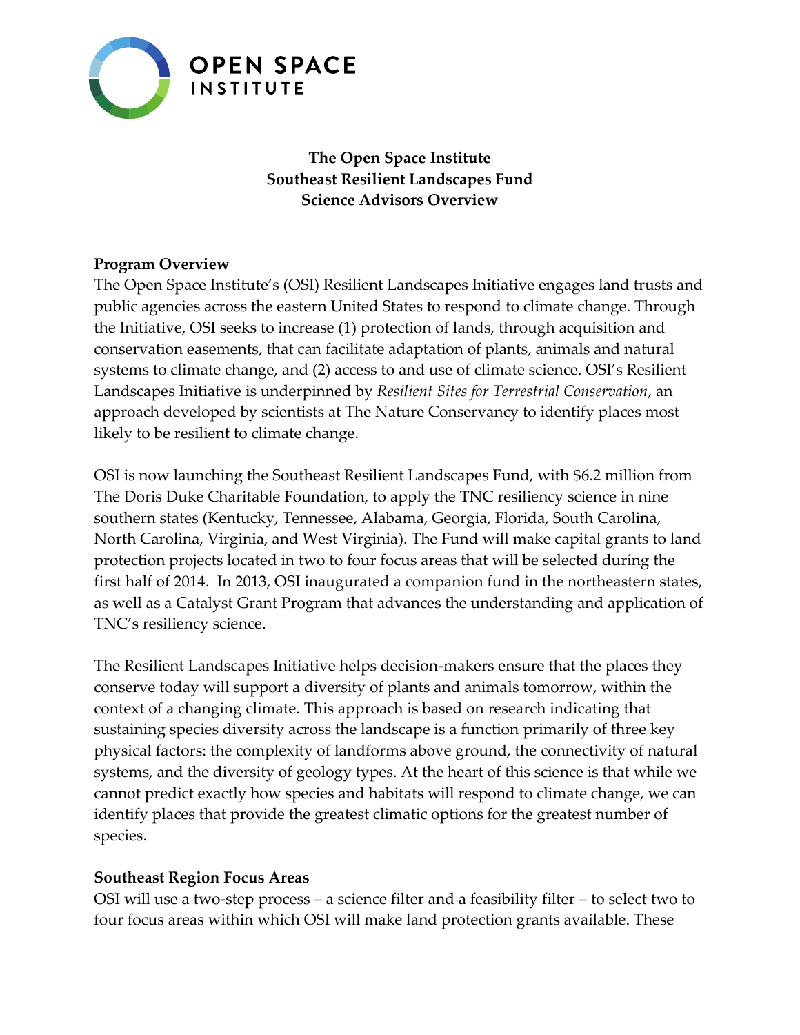**OPEN SPACE INSTITUTE**

# The Open Space Institute
# Southeast Resilient Landscapes Fund
# Science Advisors Overview

## Program Overview

The Open Space Institute's (OSI) Resilient Landscapes Initiative engages land trusts and public agencies across the eastern United States to respond to climate change. Through the Initiative, OSI seeks to increase (1) protection of lands, through acquisition and conservation easements, that can facilitate adaptation of plants, animals and natural systems to climate change, and (2) access to and use of climate science. OSI's Resilient Landscapes Initiative is underpinned by *Resilient Sites for Terrestrial Conservation*, an approach developed by scientists at The Nature Conservancy to identify places most likely to be resilient to climate change.

OSI is now launching the Southeast Resilient Landscapes Fund, with $6.2 million from The Doris Duke Charitable Foundation, to apply the TNC resiliency science in nine southern states (Kentucky, Tennessee, Alabama, Georgia, Florida, South Carolina, North Carolina, Virginia, and West Virginia). The Fund will make capital grants to land protection projects located in two to four focus areas that will be selected during the first half of 2014. In 2013, OSI inaugurated a companion fund in the northeastern states, as well as a Catalyst Grant Program that advances the understanding and application of TNC's resiliency science.

The Resilient Landscapes Initiative helps decision-makers ensure that the places they conserve today will support a diversity of plants and animals tomorrow, within the context of a changing climate. This approach is based on research indicating that sustaining species diversity across the landscape is a function primarily of three key physical factors: the complexity of landforms above ground, the connectivity of natural systems, and the diversity of geology types. At the heart of this science is that while we cannot predict exactly how species and habitats will respond to climate change, we can identify places that provide the greatest climatic options for the greatest number of species.

## Southeast Region Focus Areas

OSI will use a two-step process – a science filter and a feasibility filter – to select two to four focus areas within which OSI will make land protection grants available. These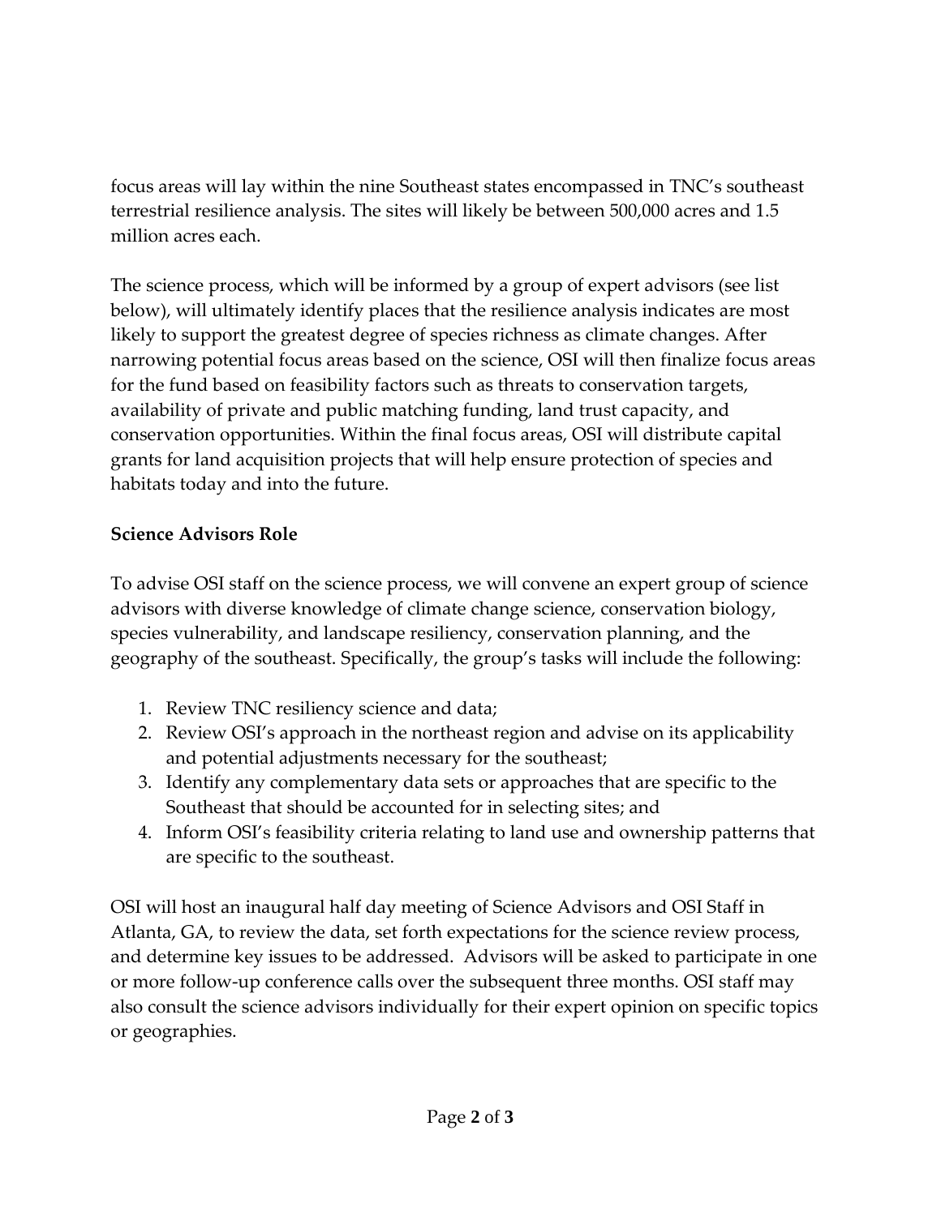focus areas will lay within the nine Southeast states encompassed in TNC's southeast terrestrial resilience analysis. The sites will likely be between 500,000 acres and 1.5 million acres each.

The science process, which will be informed by a group of expert advisors (see list below), will ultimately identify places that the resilience analysis indicates are most likely to support the greatest degree of species richness as climate changes. After narrowing potential focus areas based on the science, OSI will then finalize focus areas for the fund based on feasibility factors such as threats to conservation targets, availability of private and public matching funding, land trust capacity, and conservation opportunities. Within the final focus areas, OSI will distribute capital grants for land acquisition projects that will help ensure protection of species and habitats today and into the future.

**Science Advisors Role**

To advise OSI staff on the science process, we will convene an expert group of science advisors with diverse knowledge of climate change science, conservation biology, species vulnerability, and landscape resiliency, conservation planning, and the geography of the southeast. Specifically, the group's tasks will include the following:

1. Review TNC resiliency science and data;
2. Review OSI's approach in the northeast region and advise on its applicability and potential adjustments necessary for the southeast;
3. Identify any complementary data sets or approaches that are specific to the Southeast that should be accounted for in selecting sites; and
4. Inform OSI's feasibility criteria relating to land use and ownership patterns that are specific to the southeast.

OSI will host an inaugural half day meeting of Science Advisors and OSI Staff in Atlanta, GA, to review the data, set forth expectations for the science review process, and determine key issues to be addressed. Advisors will be asked to participate in one or more follow-up conference calls over the subsequent three months. OSI staff may also consult the science advisors individually for their expert opinion on specific topics or geographies.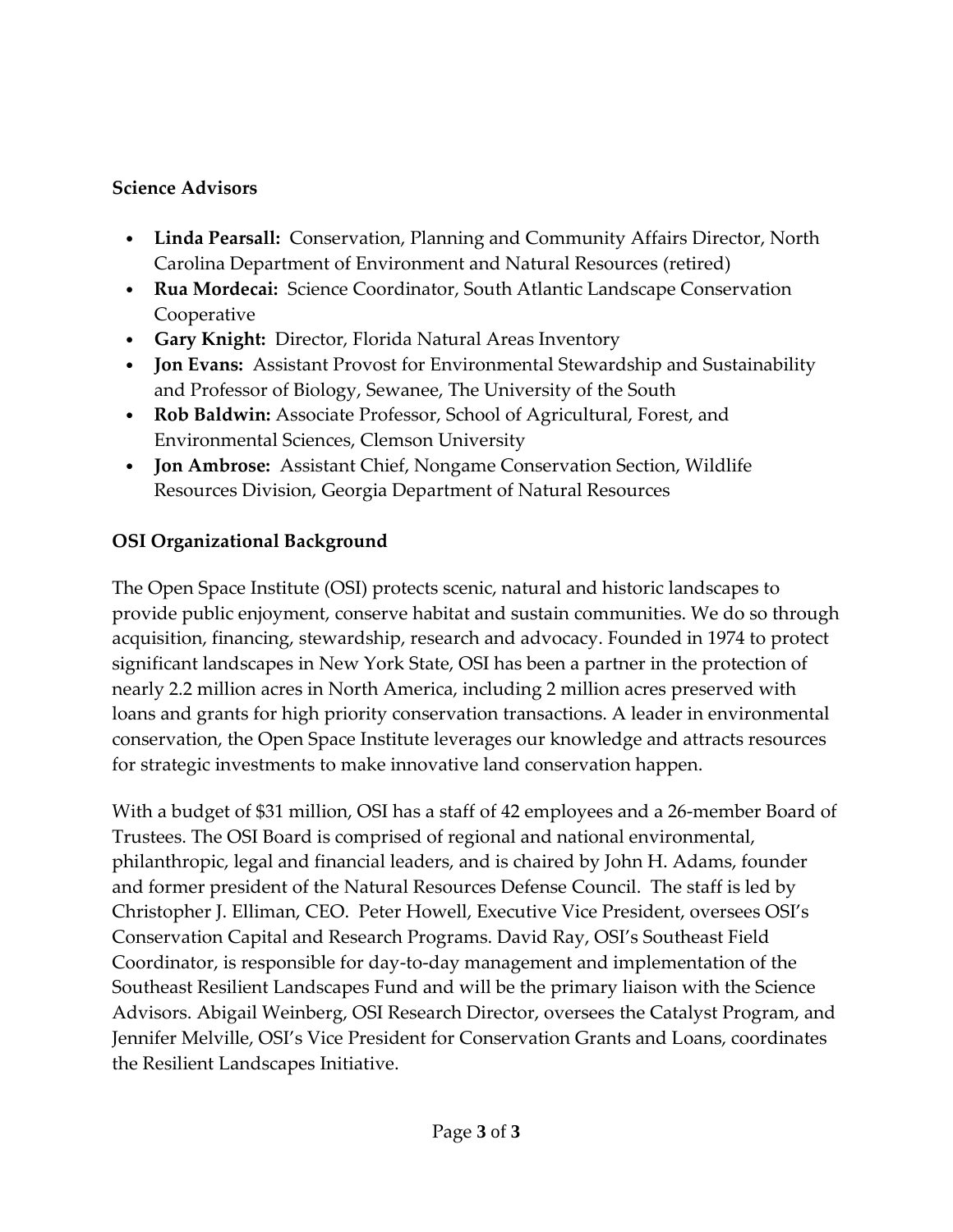**Science Advisors**

- **Linda Pearsall:** Conservation, Planning and Community Affairs Director, North Carolina Department of Environment and Natural Resources (retired)
- **Rua Mordecai:** Science Coordinator, South Atlantic Landscape Conservation Cooperative
- **Gary Knight:** Director, Florida Natural Areas Inventory
- **Jon Evans:** Assistant Provost for Environmental Stewardship and Sustainability and Professor of Biology, Sewanee, The University of the South
- **Rob Baldwin:** Associate Professor, School of Agricultural, Forest, and Environmental Sciences, Clemson University
- **Jon Ambrose:** Assistant Chief, Nongame Conservation Section, Wildlife Resources Division, Georgia Department of Natural Resources

**OSI Organizational Background**

The Open Space Institute (OSI) protects scenic, natural and historic landscapes to provide public enjoyment, conserve habitat and sustain communities. We do so through acquisition, financing, stewardship, research and advocacy. Founded in 1974 to protect significant landscapes in New York State, OSI has been a partner in the protection of nearly 2.2 million acres in North America, including 2 million acres preserved with loans and grants for high priority conservation transactions. A leader in environmental conservation, the Open Space Institute leverages our knowledge and attracts resources for strategic investments to make innovative land conservation happen.

With a budget of $31 million, OSI has a staff of 42 employees and a 26-member Board of Trustees. The OSI Board is comprised of regional and national environmental, philanthropic, legal and financial leaders, and is chaired by John H. Adams, founder and former president of the Natural Resources Defense Council. The staff is led by Christopher J. Elliman, CEO. Peter Howell, Executive Vice President, oversees OSI's Conservation Capital and Research Programs. David Ray, OSI's Southeast Field Coordinator, is responsible for day-to-day management and implementation of the Southeast Resilient Landscapes Fund and will be the primary liaison with the Science Advisors. Abigail Weinberg, OSI Research Director, oversees the Catalyst Program, and Jennifer Melville, OSI's Vice President for Conservation Grants and Loans, coordinates the Resilient Landscapes Initiative.